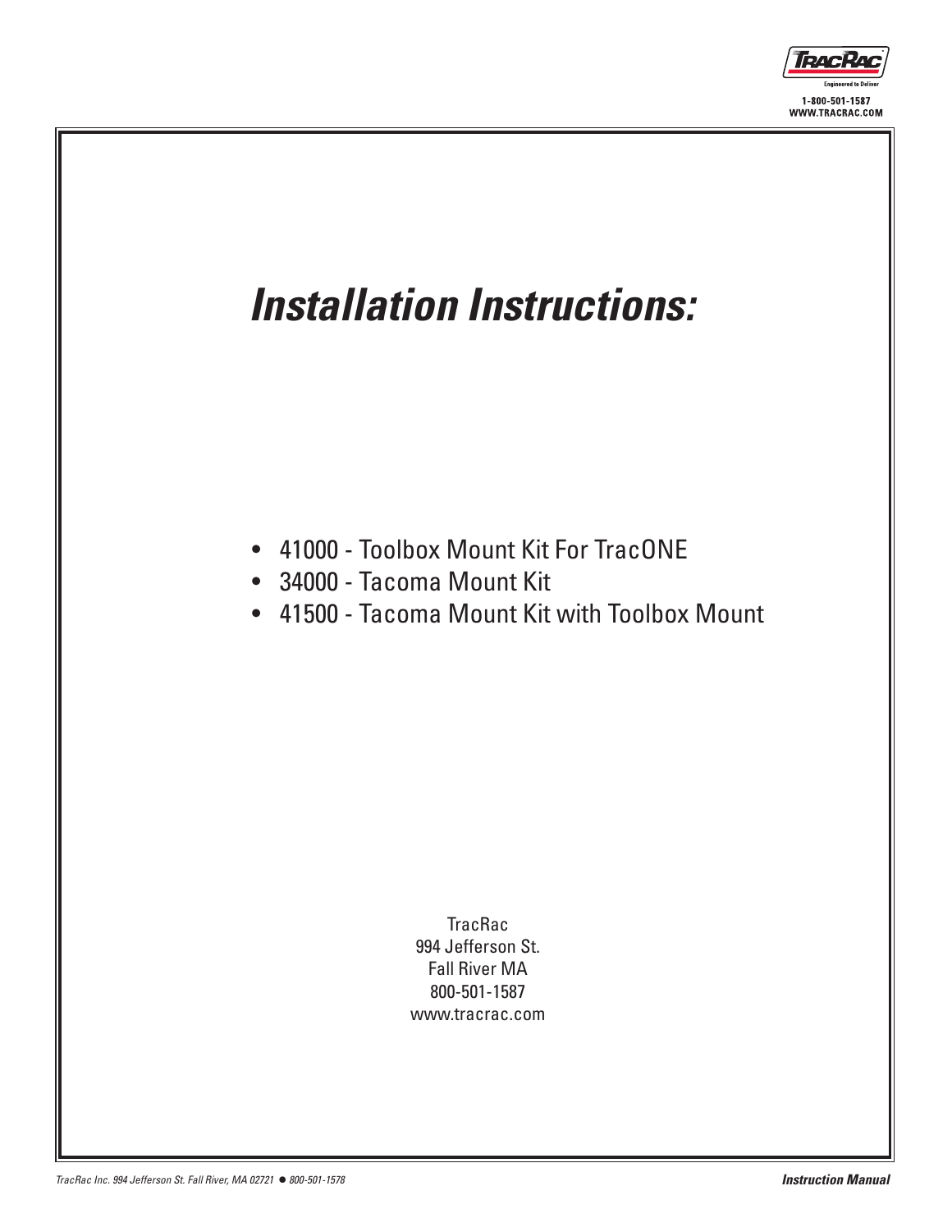# Installation Instructions:

- 41000 - Toolbox Mount Kit For TracONE
- 34000 - Tacoma Mount Kit
- 41500 - Tacoma Mount Kit with Toolbox Mount

TracRac
994 Jefferson St.
Fall River MA
800-501-1587
www.tracrac.com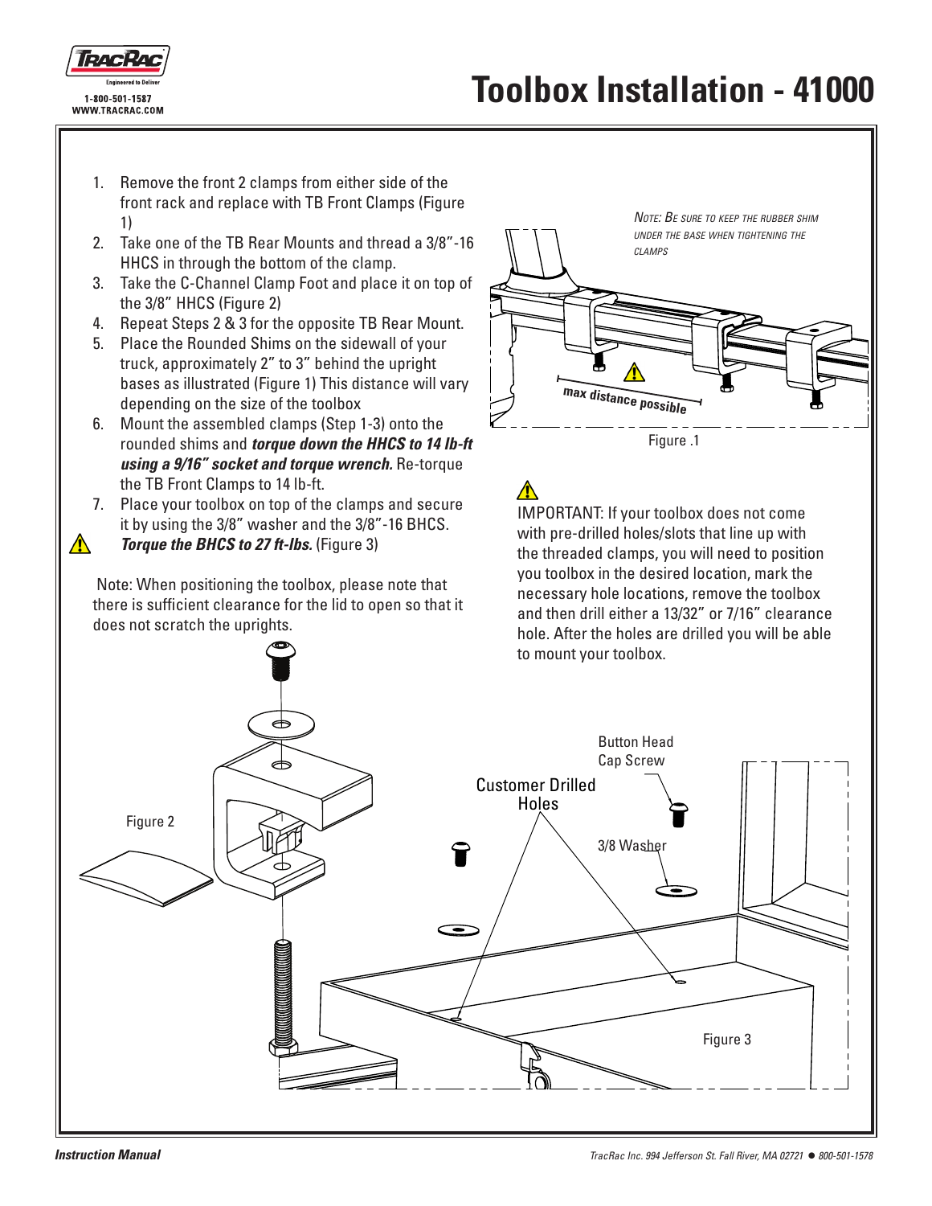# Toolbox Installation - 41000

1. Remove the front 2 clamps from either side of the front rack and replace with TB Front Clamps (Figure 1)
2. Take one of the TB Rear Mounts and thread a 3/8"-16 HHCS in through the bottom of the clamp.
3. Take the C-Channel Clamp Foot and place it on top of the 3/8" HHCS (Figure 2)
4. Repeat Steps 2 & 3 for the opposite TB Rear Mount.
5. Place the Rounded Shims on the sidewall of your truck, approximately 2" to 3" behind the upright bases as illustrated (Figure 1) This distance will vary depending on the size of the toolbox
6. Mount the assembled clamps (Step 1-3) onto the rounded shims and ***torque down the HHCS to 14 lb-ft using a 9/16" socket and torque wrench.*** Re-torque the TB Front Clamps to 14 lb-ft.
7. Place your toolbox on top of the clamps and secure it by using the 3/8" washer and the 3/8"-16 BHCS. ⚠ ***Torque the BHCS to 27 ft-lbs.*** (Figure 3)

Note: When positioning the toolbox, please note that there is sufficient clearance for the lid to open so that it does not scratch the uprights.

*Note: Be sure to keep the rubber shim under the base when tightening the clamps*

max distance possible

Figure .1

⚠ IMPORTANT: If your toolbox does not come with pre-drilled holes/slots that line up with the threaded clamps, you will need to position you toolbox in the desired location, mark the necessary hole locations, remove the toolbox and then drill either a 13/32" or 7/16" clearance hole. After the holes are drilled you will be able to mount your toolbox.

Figure 2

Customer Drilled Holes

Button Head Cap Screw

3/8 Washer

Figure 3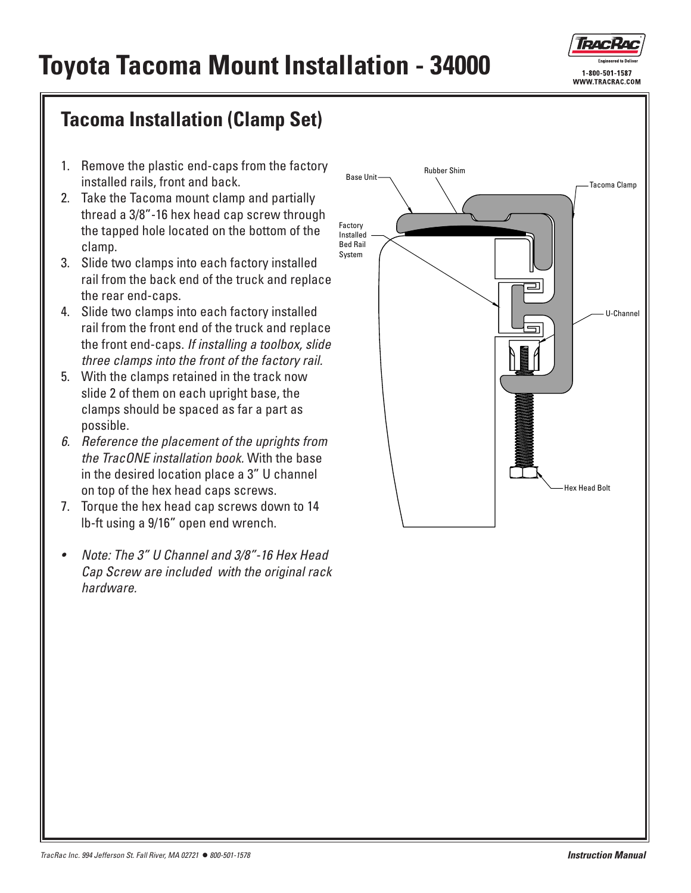# Toyota Tacoma Mount Installation - 34000

## Tacoma Installation (Clamp Set)

1. Remove the plastic end-caps from the factory installed rails, front and back.
2. Take the Tacoma mount clamp and partially thread a 3/8"-16 hex head cap screw through the tapped hole located on the bottom of the clamp.
3. Slide two clamps into each factory installed rail from the back end of the truck and replace the rear end-caps.
4. Slide two clamps into each factory installed rail from the front end of the truck and replace the front end-caps. *If installing a toolbox, slide three clamps into the front of the factory rail.*
5. With the clamps retained in the track now slide 2 of them on each upright base, the clamps should be spaced as far a part as possible.
6. *Reference the placement of the uprights from the TracONE installation book.* With the base in the desired location place a 3" U channel on top of the hex head caps screws.
7. Torque the hex head cap screws down to 14 lb-ft using a 9/16" open end wrench.

- *Note: The 3" U Channel and 3/8"-16 Hex Head Cap Screw are included with the original rack hardware.*

Base Unit
Rubber Shim
Tacoma Clamp
Factory Installed Bed Rail System
U-Channel
Hex Head Bolt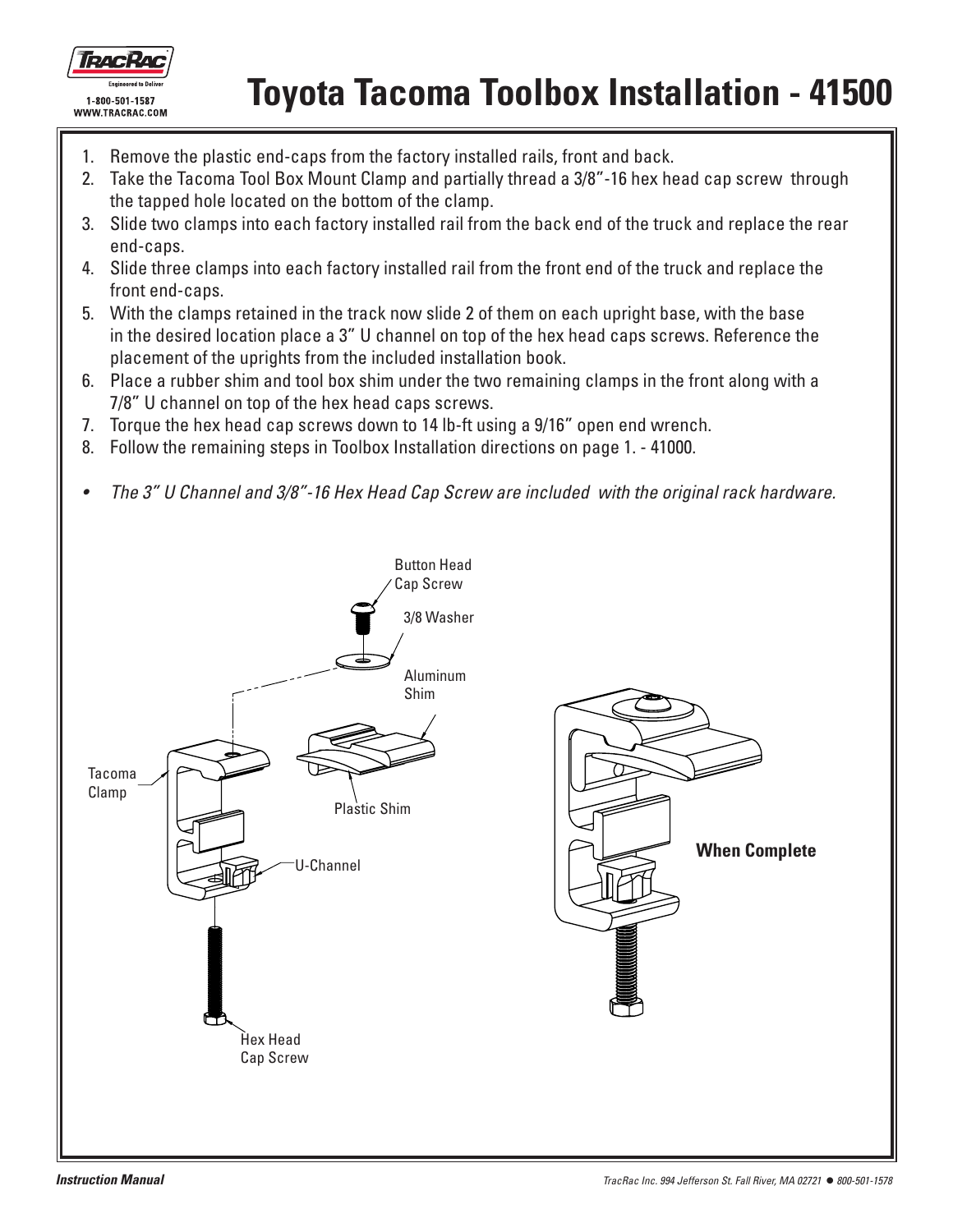# Toyota Tacoma Toolbox Installation - 41500

1. Remove the plastic end-caps from the factory installed rails, front and back.
2. Take the Tacoma Tool Box Mount Clamp and partially thread a 3/8"-16 hex head cap screw through the tapped hole located on the bottom of the clamp.
3. Slide two clamps into each factory installed rail from the back end of the truck and replace the rear end-caps.
4. Slide three clamps into each factory installed rail from the front end of the truck and replace the front end-caps.
5. With the clamps retained in the track now slide 2 of them on each upright base, with the base in the desired location place a 3" U channel on top of the hex head caps screws. Reference the placement of the uprights from the included installation book.
6. Place a rubber shim and tool box shim under the two remaining clamps in the front along with a 7/8" U channel on top of the hex head caps screws.
7. Torque the hex head cap screws down to 14 lb-ft using a 9/16" open end wrench.
8. Follow the remaining steps in Toolbox Installation directions on page 1. - 41000.

- *The 3" U Channel and 3/8"-16 Hex Head Cap Screw are included with the original rack hardware.*

Button Head Cap Screw

3/8 Washer

Aluminum Shim

Tacoma Clamp

Plastic Shim

U-Channel

Hex Head Cap Screw

**When Complete**